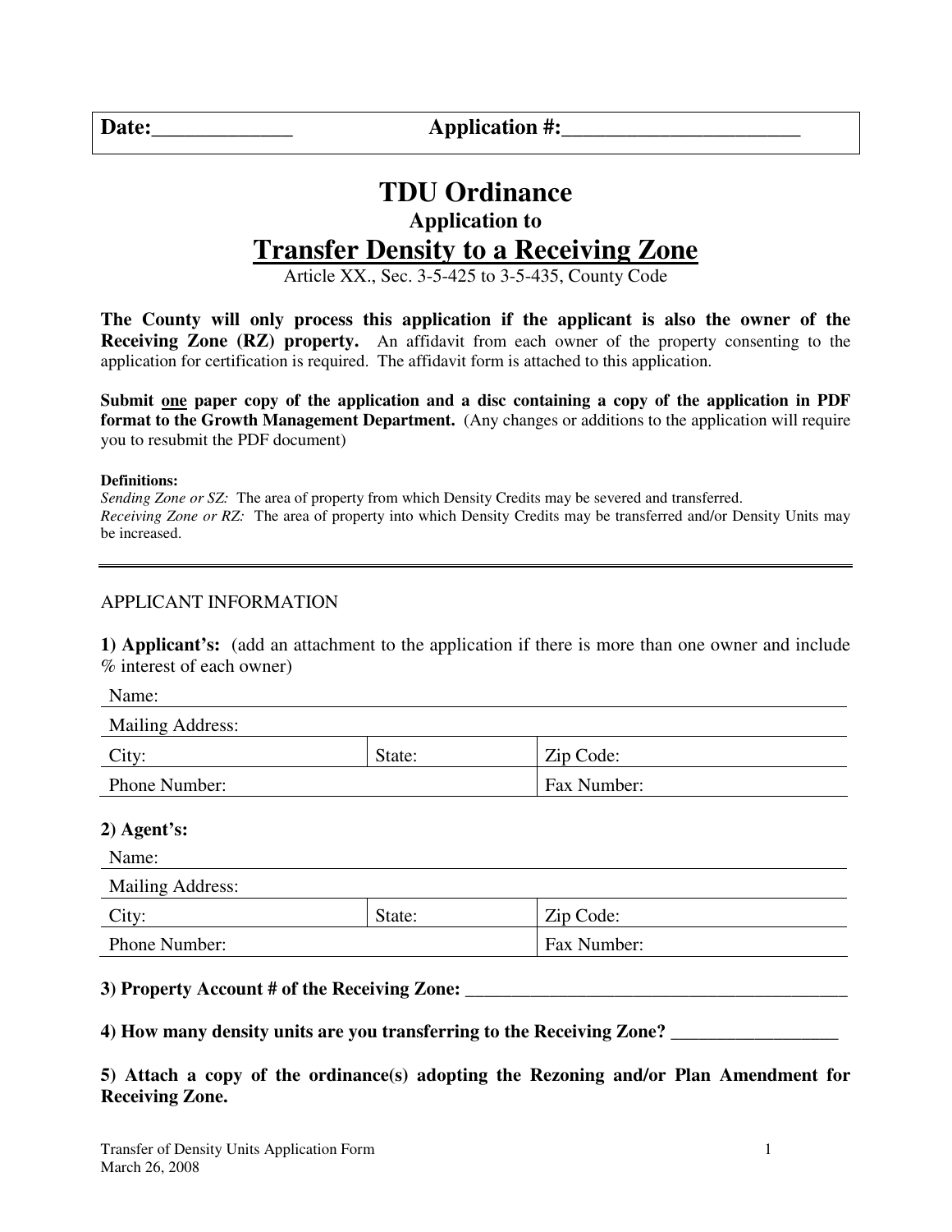| Date:_____________ | Application #:______________________ |
|---|---|

# TDU Ordinance

### Application to

## Transfer Density to a Receiving Zone

Article XX., Sec. 3-5-425 to 3-5-435, County Code

**The County will only process this application if the applicant is also the owner of the Receiving Zone (RZ) property.** An affidavit from each owner of the property consenting to the application for certification is required. The affidavit form is attached to this application.

**Submit one paper copy of the application and a disc containing a copy of the application in PDF format to the Growth Management Department.** (Any changes or additions to the application will require you to resubmit the PDF document)

**Definitions:**

*Sending Zone or SZ:* The area of property from which Density Credits may be severed and transferred.

*Receiving Zone or RZ:* The area of property into which Density Credits may be transferred and/or Density Units may be increased.

---

APPLICANT INFORMATION

**1) Applicant's:** (add an attachment to the application if there is more than one owner and include % interest of each owner)

| Name: | | |
|---|---|---|
| Mailing Address: | | |
| City: | State: | Zip Code: |
| Phone Number: | | Fax Number: |

**2) Agent's:**

| Name: | | |
|---|---|---|
| Mailing Address: | | |
| City: | State: | Zip Code: |
| Phone Number: | | Fax Number: |

**3) Property Account # of the Receiving Zone:** ________________________________________

**4) How many density units are you transferring to the Receiving Zone?** _________________

**5) Attach a copy of the ordinance(s) adopting the Rezoning and/or Plan Amendment for Receiving Zone.**

Transfer of Density Units Application Form
March 26, 2008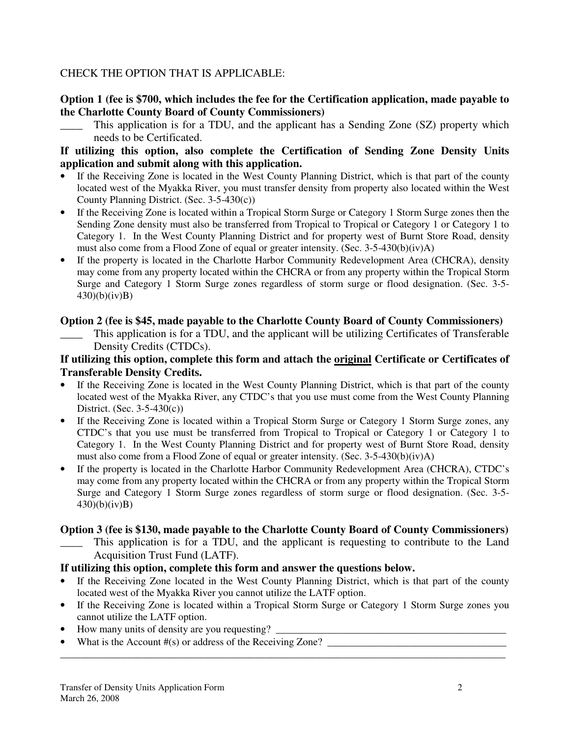CHECK THE OPTION THAT IS APPLICABLE:

**Option 1 (fee is $700, which includes the fee for the Certification application, made payable to the Charlotte County Board of County Commissioners)**

____ This application is for a TDU, and the applicant has a Sending Zone (SZ) property which needs to be Certificated.

**If utilizing this option, also complete the Certification of Sending Zone Density Units application and submit along with this application.**

- If the Receiving Zone is located in the West County Planning District, which is that part of the county located west of the Myakka River, you must transfer density from property also located within the West County Planning District. (Sec. 3-5-430(c))
- If the Receiving Zone is located within a Tropical Storm Surge or Category 1 Storm Surge zones then the Sending Zone density must also be transferred from Tropical to Tropical or Category 1 to Category 1. In the West County Planning District and for property west of Burnt Store Road, density must also come from a Flood Zone of equal or greater intensity. (Sec. 3-5-430(b)(iv)A)
- If the property is located in the Charlotte Harbor Community Redevelopment Area (CHCRA), density may come from any property located within the CHCRA or from any property within the Tropical Storm Surge and Category 1 Storm Surge zones regardless of storm surge or flood designation. (Sec. 3-5-430)(b)(iv)B)

**Option 2 (fee is $45, made payable to the Charlotte County Board of County Commissioners)**

____ This application is for a TDU, and the applicant will be utilizing Certificates of Transferable Density Credits (CTDCs).

**If utilizing this option, complete this form and attach the <u>original</u> Certificate or Certificates of Transferable Density Credits.**

- If the Receiving Zone is located in the West County Planning District, which is that part of the county located west of the Myakka River, any CTDC's that you use must come from the West County Planning District. (Sec. 3-5-430(c))
- If the Receiving Zone is located within a Tropical Storm Surge or Category 1 Storm Surge zones, any CTDC's that you use must be transferred from Tropical to Tropical or Category 1 or Category 1 to Category 1. In the West County Planning District and for property west of Burnt Store Road, density must also come from a Flood Zone of equal or greater intensity. (Sec. 3-5-430(b)(iv)A)
- If the property is located in the Charlotte Harbor Community Redevelopment Area (CHCRA), CTDC's may come from any property located within the CHCRA or from any property within the Tropical Storm Surge and Category 1 Storm Surge zones regardless of storm surge or flood designation. (Sec. 3-5-430)(b)(iv)B)

**Option 3 (fee is $130, made payable to the Charlotte County Board of County Commissioners)**

____ This application is for a TDU, and the applicant is requesting to contribute to the Land Acquisition Trust Fund (LATF).

**If utilizing this option, complete this form and answer the questions below.**

- If the Receiving Zone located in the West County Planning District, which is that part of the county located west of the Myakka River you cannot utilize the LATF option.
- If the Receiving Zone is located within a Tropical Storm Surge or Category 1 Storm Surge zones you cannot utilize the LATF option.
- How many units of density are you requesting? ____________________________________________
- What is the Account #(s) or address of the Receiving Zone? ___________________________________

_______________________________________________________________________________________

Transfer of Density Units Application Form
March 26, 2008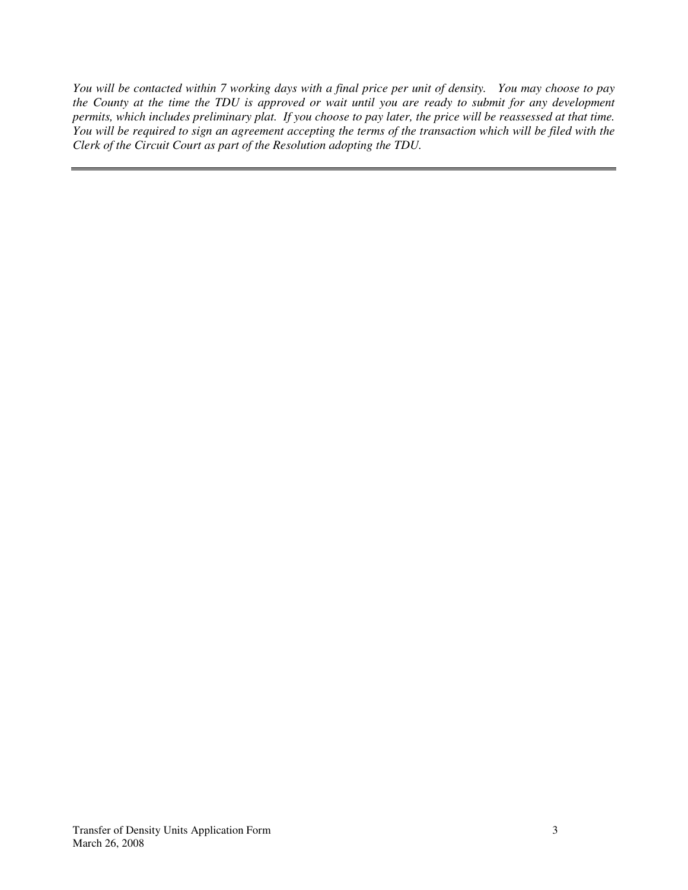*You will be contacted within 7 working days with a final price per unit of density. You may choose to pay the County at the time the TDU is approved or wait until you are ready to submit for any development permits, which includes preliminary plat. If you choose to pay later, the price will be reassessed at that time. You will be required to sign an agreement accepting the terms of the transaction which will be filed with the Clerk of the Circuit Court as part of the Resolution adopting the TDU.*

---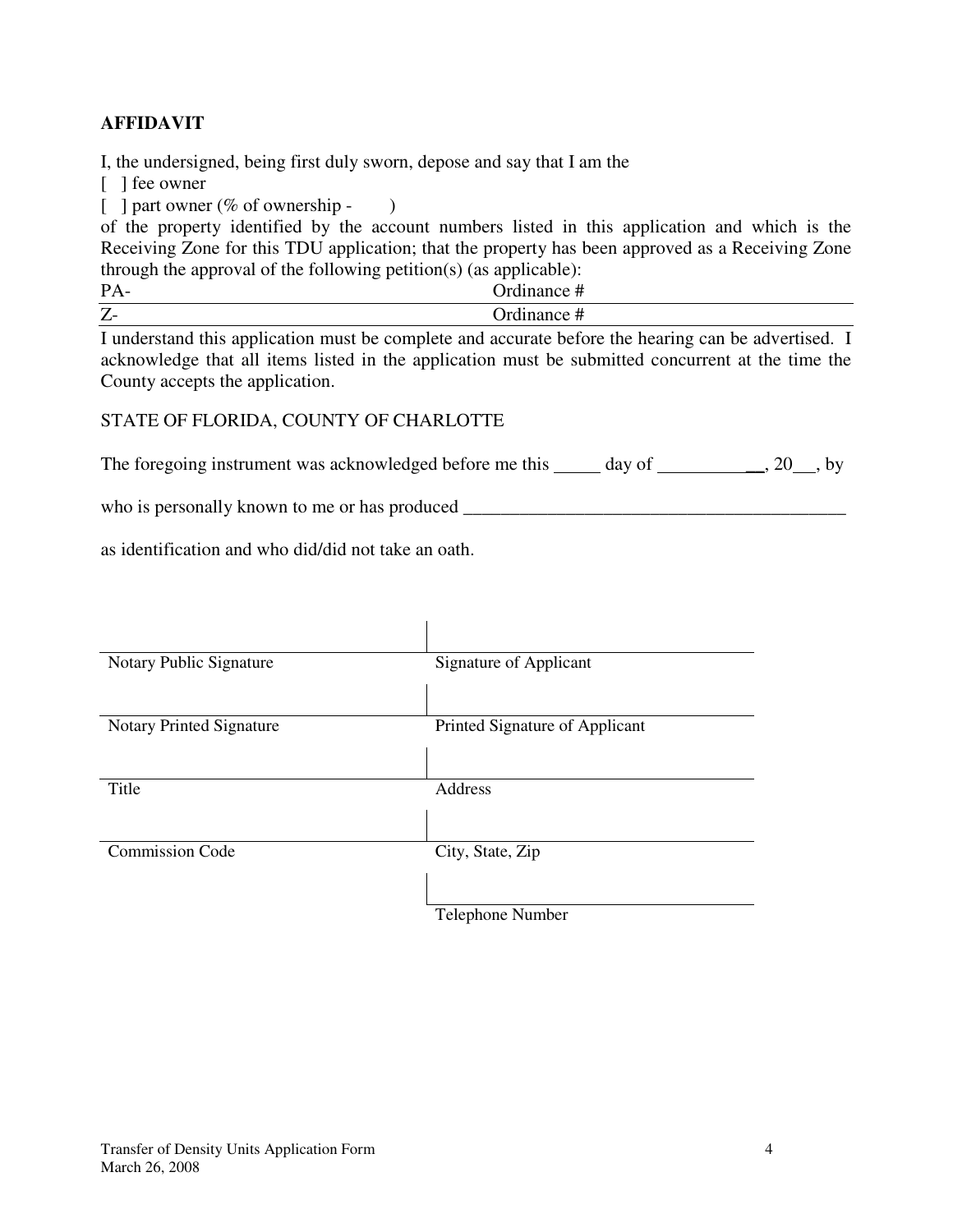**AFFIDAVIT**

I, the undersigned, being first duly sworn, depose and say that I am the

[ ] fee owner

[ ] part owner (% of ownership - )

of the property identified by the account numbers listed in this application and which is the Receiving Zone for this TDU application; that the property has been approved as a Receiving Zone through the approval of the following petition(s) (as applicable):

| | |
|---|---|
| PA- | Ordinance # |
| Z- | Ordinance # |

I understand this application must be complete and accurate before the hearing can be advertised. I acknowledge that all items listed in the application must be submitted concurrent at the time the County accepts the application.

STATE OF FLORIDA, COUNTY OF CHARLOTTE

The foregoing instrument was acknowledged before me this _____ day of ____________, 20__, by

who is personally known to me or has produced ___________________________________________

as identification and who did/did not take an oath.

| | |
|---|---|
| Notary Public Signature | Signature of Applicant |
| Notary Printed Signature | Printed Signature of Applicant |
| Title | Address |
| Commission Code | City, State, Zip |
| | Telephone Number |

Transfer of Density Units Application Form
March 26, 2008